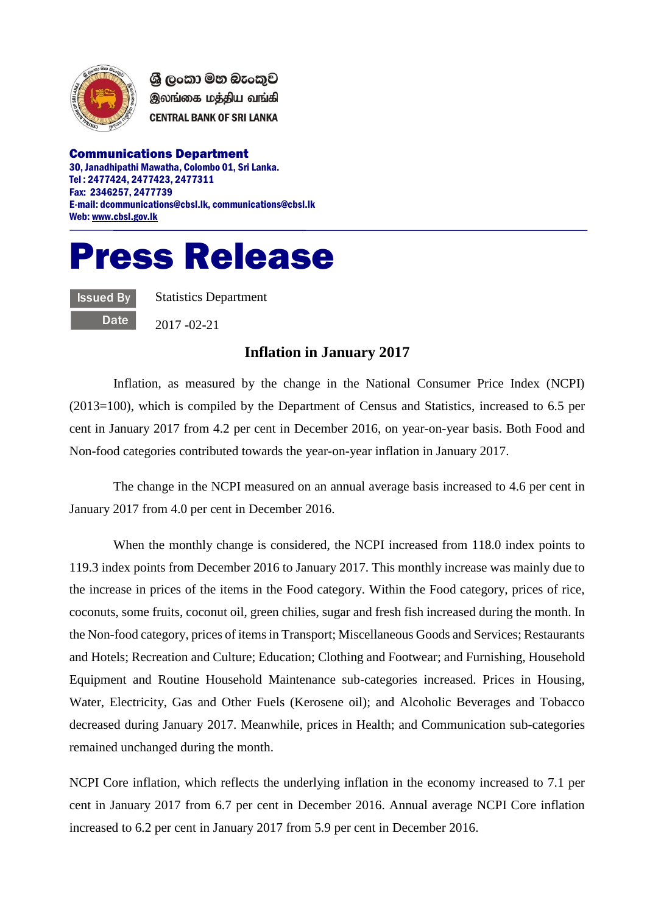ශ්‍රී ලංකා මහ බැංකුව
இலங்கை மத்திய வங்கி
CENTRAL BANK OF SRI LANKA

**Communications Department**
**30, Janadhipathi Mawatha, Colombo 01, Sri Lanka.**
**Tel : 2477424, 2477423, 2477311**
**Fax: 2346257, 2477739**
**E-mail: dcommunications@cbsl.lk, communications@cbsl.lk**
**Web: www.cbsl.gov.lk**

# Press Release

| | |
|---|---|
| Issued By | Statistics Department |
| Date | 2017 -02-21 |

## Inflation in January 2017

Inflation, as measured by the change in the National Consumer Price Index (NCPI) (2013=100), which is compiled by the Department of Census and Statistics, increased to 6.5 per cent in January 2017 from 4.2 per cent in December 2016, on year-on-year basis. Both Food and Non-food categories contributed towards the year-on-year inflation in January 2017.

The change in the NCPI measured on an annual average basis increased to 4.6 per cent in January 2017 from 4.0 per cent in December 2016.

When the monthly change is considered, the NCPI increased from 118.0 index points to 119.3 index points from December 2016 to January 2017. This monthly increase was mainly due to the increase in prices of the items in the Food category. Within the Food category, prices of rice, coconuts, some fruits, coconut oil, green chilies, sugar and fresh fish increased during the month. In the Non-food category, prices of items in Transport; Miscellaneous Goods and Services; Restaurants and Hotels; Recreation and Culture; Education; Clothing and Footwear; and Furnishing, Household Equipment and Routine Household Maintenance sub-categories increased. Prices in Housing, Water, Electricity, Gas and Other Fuels (Kerosene oil); and Alcoholic Beverages and Tobacco decreased during January 2017. Meanwhile, prices in Health; and Communication sub-categories remained unchanged during the month.

NCPI Core inflation, which reflects the underlying inflation in the economy increased to 7.1 per cent in January 2017 from 6.7 per cent in December 2016. Annual average NCPI Core inflation increased to 6.2 per cent in January 2017 from 5.9 per cent in December 2016.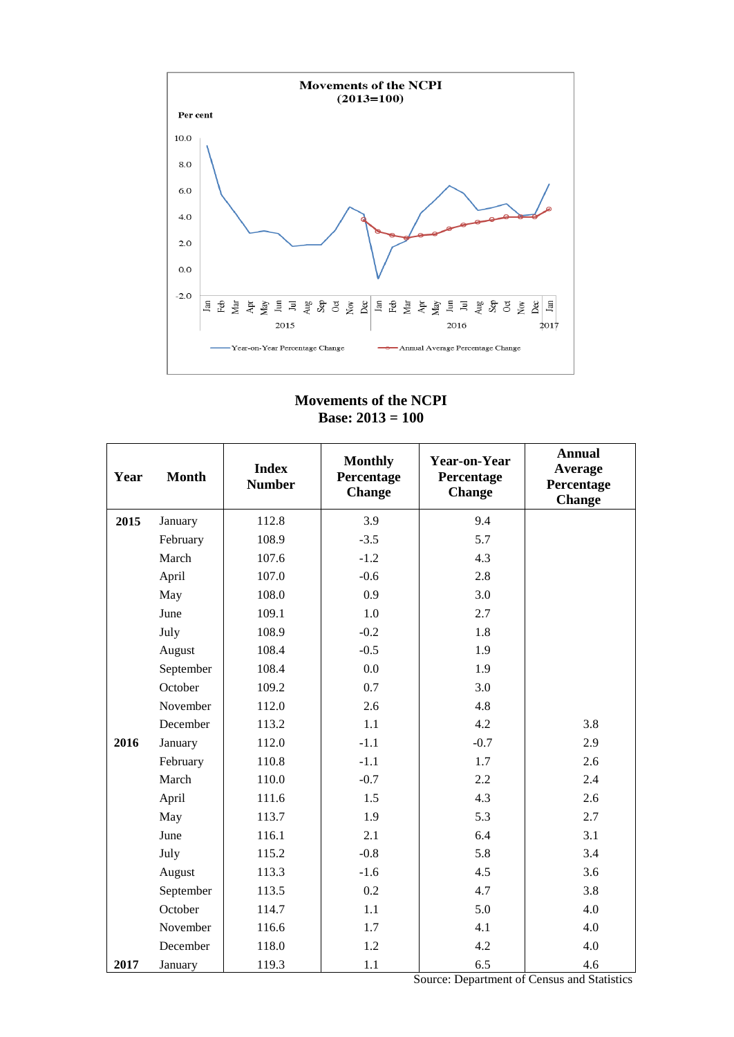Movements of the NCPI
(2013=100)

Per cent

10.0
8.0
6.0
4.0
2.0
0.0
-2.0

Jan Feb Mar Apr May Jun Jul Aug Sep Oct Nov Dec Jan Feb Mar Apr May Jun Jul Aug Sep Oct Nov Dec Jan

2015 2016 2017

Year-on-Year Percentage Change

Annual Average Percentage Change

**Movements of the NCPI**
**Base: 2013 = 100**

| Year | Month | Index Number | Monthly Percentage Change | Year-on-Year Percentage Change | Annual Average Percentage Change |
|---|---|---|---|---|---|
| **2015** | January | 112.8 | 3.9 | 9.4 | |
| | February | 108.9 | -3.5 | 5.7 | |
| | March | 107.6 | -1.2 | 4.3 | |
| | April | 107.0 | -0.6 | 2.8 | |
| | May | 108.0 | 0.9 | 3.0 | |
| | June | 109.1 | 1.0 | 2.7 | |
| | July | 108.9 | -0.2 | 1.8 | |
| | August | 108.4 | -0.5 | 1.9 | |
| | September | 108.4 | 0.0 | 1.9 | |
| | October | 109.2 | 0.7 | 3.0 | |
| | November | 112.0 | 2.6 | 4.8 | |
| | December | 113.2 | 1.1 | 4.2 | 3.8 |
| **2016** | January | 112.0 | -1.1 | -0.7 | 2.9 |
| | February | 110.8 | -1.1 | 1.7 | 2.6 |
| | March | 110.0 | -0.7 | 2.2 | 2.4 |
| | April | 111.6 | 1.5 | 4.3 | 2.6 |
| | May | 113.7 | 1.9 | 5.3 | 2.7 |
| | June | 116.1 | 2.1 | 6.4 | 3.1 |
| | July | 115.2 | -0.8 | 5.8 | 3.4 |
| | August | 113.3 | -1.6 | 4.5 | 3.6 |
| | September | 113.5 | 0.2 | 4.7 | 3.8 |
| | October | 114.7 | 1.1 | 5.0 | 4.0 |
| | November | 116.6 | 1.7 | 4.1 | 4.0 |
| | December | 118.0 | 1.2 | 4.2 | 4.0 |
| **2017** | January | 119.3 | 1.1 | 6.5 | 4.6 |

Source: Department of Census and Statistics